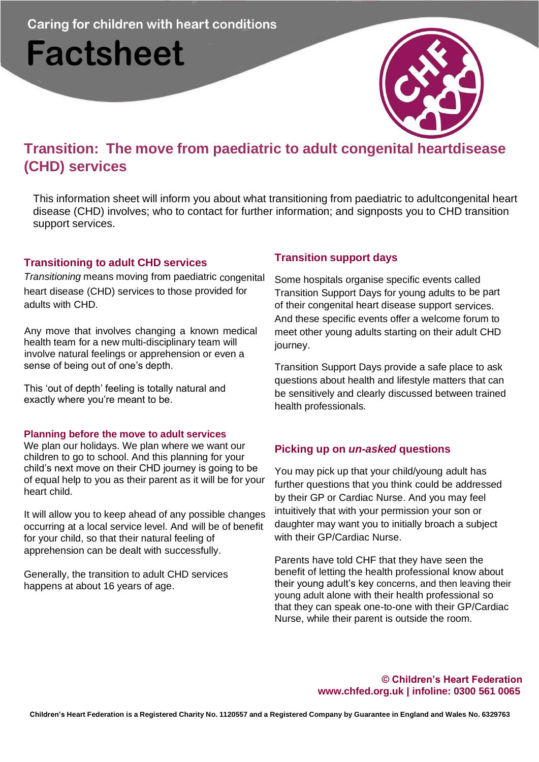Caring for children with heart conditions

# Factsheet

## Transition: The move from paediatric to adult congenital heartdisease (CHD) services

This information sheet will inform you about what transitioning from paediatric to adultcongenital heart disease (CHD) involves; who to contact for further information; and signposts you to CHD transition support services.

### Transitioning to adult CHD services

*Transitioning* means moving from paediatric congenital heart disease (CHD) services to those provided for adults with CHD.

Any move that involves changing a known medical health team for a new multi-disciplinary team will involve natural feelings or apprehension or even a sense of being out of one's depth.

This 'out of depth' feeling is totally natural and exactly where you're meant to be.

### Planning before the move to adult services

We plan our holidays. We plan where we want our children to go to school. And this planning for your child's next move on their CHD journey is going to be of equal help to you as their parent as it will be for your heart child.

It will allow you to keep ahead of any possible changes occurring at a local service level. And will be of benefit for your child, so that their natural feeling of apprehension can be dealt with successfully.

Generally, the transition to adult CHD services happens at about 16 years of age.

### Transition support days

Some hospitals organise specific events called Transition Support Days for young adults to be part of their congenital heart disease support services. And these specific events offer a welcome forum to meet other young adults starting on their adult CHD journey.

Transition Support Days provide a safe place to ask questions about health and lifestyle matters that can be sensitively and clearly discussed between trained health professionals.

### Picking up on *un-asked* questions

You may pick up that your child/young adult has further questions that you think could be addressed by their GP or Cardiac Nurse. And you may feel intuitively that with your permission your son or daughter may want you to initially broach a subject with their GP/Cardiac Nurse.

Parents have told CHF that they have seen the benefit of letting the health professional know about their young adult's key concerns, and then leaving their young adult alone with their health professional so that they can speak one-to-one with their GP/Cardiac Nurse, while their parent is outside the room.

**© Children's Heart Federation**
**www.chfed.org.uk | infoline: 0300 561 0065**

**Children's Heart Federation is a Registered Charity No. 1120557 and a Registered Company by Guarantee in England and Wales No. 6329763**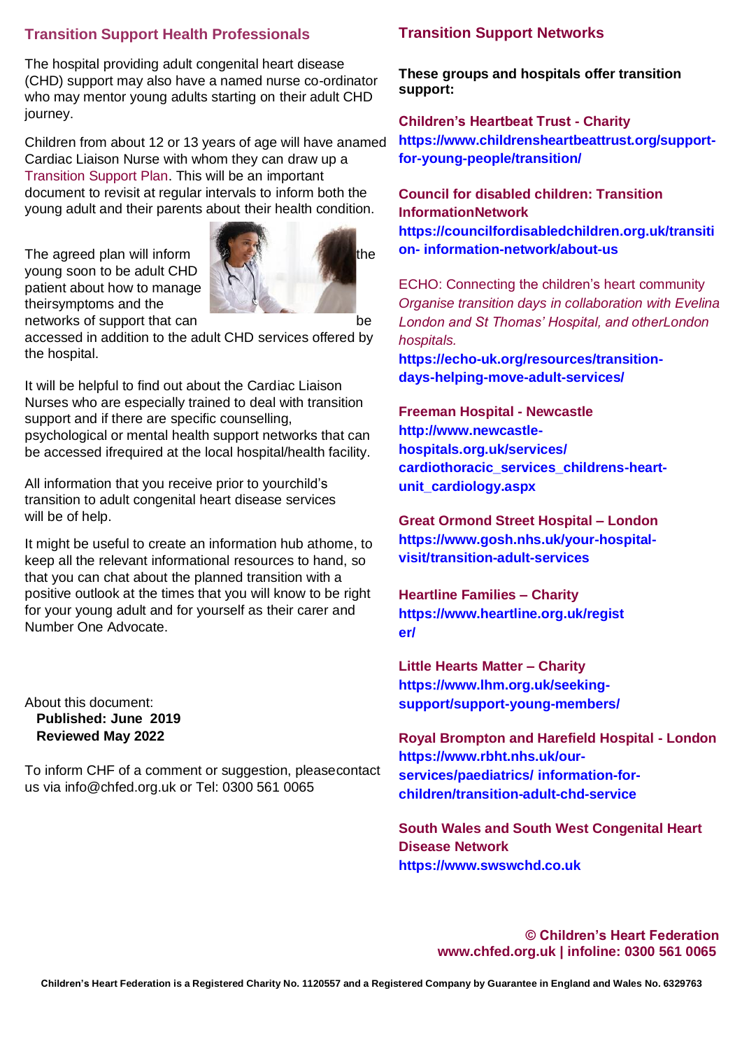## Transition Support Health Professionals

The hospital providing adult congenital heart disease (CHD) support may also have a named nurse co-ordinator who may mentor young adults starting on their adult CHD journey.

Children from about 12 or 13 years of age will have anamed Cardiac Liaison Nurse with whom they can draw up a Transition Support Plan. This will be an important document to revisit at regular intervals to inform both the young adult and their parents about their health condition.

The agreed plan will inform the young soon to be adult CHD patient about how to manage theirsymptoms and the networks of support that can be accessed in addition to the adult CHD services offered by the hospital.

It will be helpful to find out about the Cardiac Liaison Nurses who are especially trained to deal with transition support and if there are specific counselling, psychological or mental health support networks that can be accessed ifrequired at the local hospital/health facility.

All information that you receive prior to yourchild's transition to adult congenital heart disease services will be of help.

It might be useful to create an information hub athome, to keep all the relevant informational resources to hand, so that you can chat about the planned transition with a positive outlook at the times that you will know to be right for your young adult and for yourself as their carer and Number One Advocate.

About this document:
**Published: June 2019**
**Reviewed May 2022**

To inform CHF of a comment or suggestion, pleasecontact us via info@chfed.org.uk or Tel: 0300 561 0065

## Transition Support Networks

**These groups and hospitals offer transition support:**

**Children's Heartbeat Trust - Charity**
**https://www.childrensheartbeattrust.org/support-for-young-people/transition/**

**Council for disabled children: Transition InformationNetwork**
**https://councilfordisabledchildren.org.uk/transition- information-network/about-us**

ECHO: Connecting the children's heart community
*Organise transition days in collaboration with Evelina London and St Thomas' Hospital, and otherLondon hospitals.*
**https://echo-uk.org/resources/transition-days-helping-move-adult-services/**

**Freeman Hospital - Newcastle**
**http://www.newcastle-hospitals.org.uk/services/ cardiothoracic_services_childrens-heart-unit_cardiology.aspx**

**Great Ormond Street Hospital – London**
**https://www.gosh.nhs.uk/your-hospital-visit/transition-adult-services**

**Heartline Families – Charity**
**https://www.heartline.org.uk/register/**

**Little Hearts Matter – Charity**
**https://www.lhm.org.uk/seeking-support/support-young-members/**

**Royal Brompton and Harefield Hospital - London**
**https://www.rbht.nhs.uk/our-services/paediatrics/ information-for-children/transition-adult-chd-service**

**South Wales and South West Congenital Heart Disease Network**
**https://www.swswchd.co.uk**

**© Children's Heart Federation**
**www.chfed.org.uk | infoline: 0300 561 0065**

**Children's Heart Federation is a Registered Charity No. 1120557 and a Registered Company by Guarantee in England and Wales No. 6329763**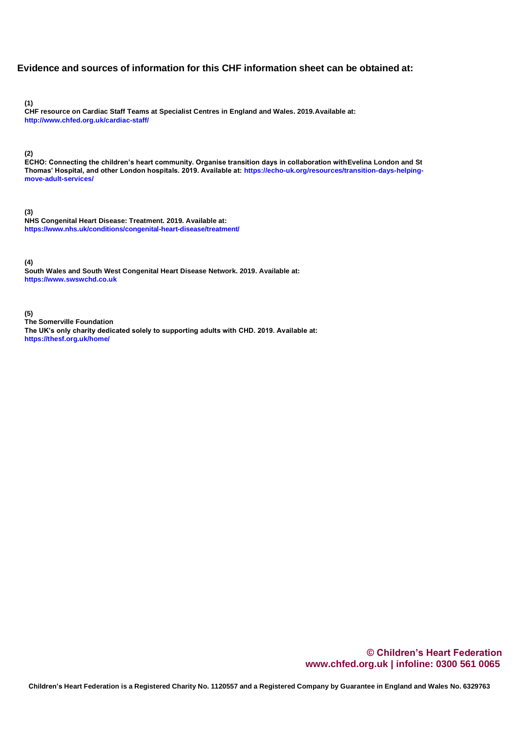## Evidence and sources of information for this CHF information sheet can be obtained at:

**(1)**
**CHF resource on Cardiac Staff Teams at Specialist Centres in England and Wales. 2019. Available at:**
**http://www.chfed.org.uk/cardiac-staff/**

**(2)**
**ECHO: Connecting the children's heart community. Organise transition days in collaboration with Evelina London and St Thomas' Hospital, and other London hospitals. 2019. Available at: https://echo-uk.org/resources/transition-days-helping-move-adult-services/**

**(3)**
**NHS Congenital Heart Disease: Treatment. 2019. Available at:**
**https://www.nhs.uk/conditions/congenital-heart-disease/treatment/**

**(4)**
**South Wales and South West Congenital Heart Disease Network. 2019. Available at:**
**https://www.swswchd.co.uk**

**(5)**
**The Somerville Foundation**
**The UK's only charity dedicated solely to supporting adults with CHD. 2019. Available at:**
**https://thesf.org.uk/home/**

**© Children's Heart Federation**
**www.chfed.org.uk | infoline: 0300 561 0065**

**Children's Heart Federation is a Registered Charity No. 1120557 and a Registered Company by Guarantee in England and Wales No. 6329763**